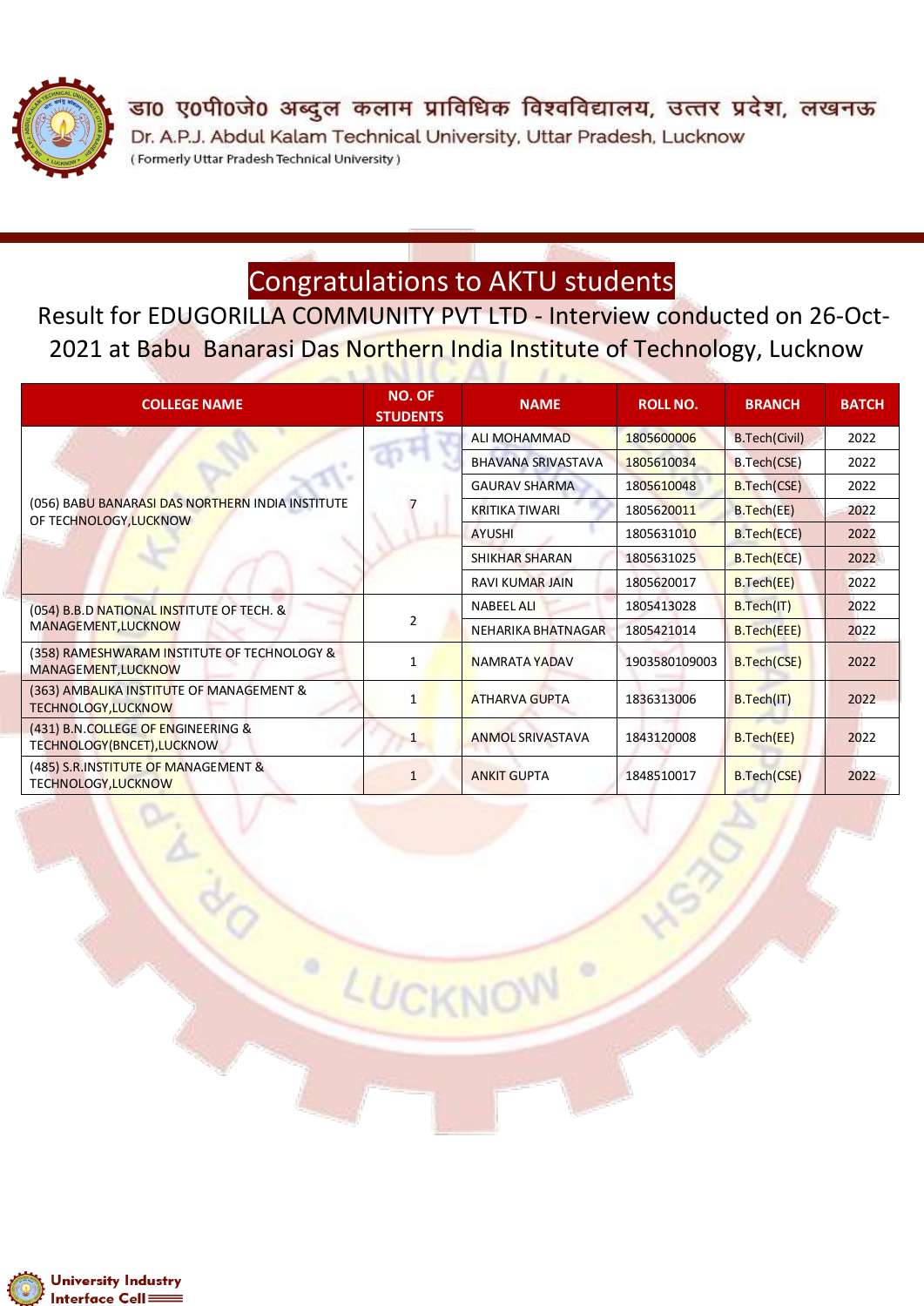डा० ए०पी०जे० अब्दुल कलाम प्राविधिक विश्वविद्यालय, उत्तर प्रदेश, लखनऊ

Dr. A.P.J. Abdul Kalam Technical University, Uttar Pradesh, Lucknow

( Formerly Uttar Pradesh Technical University )

# Congratulations to AKTU students

## Result for EDUGORILLA COMMUNITY PVT LTD - Interview conducted on 26-Oct-2021 at Babu Banarasi Das Northern India Institute of Technology, Lucknow

| COLLEGE NAME | NO. OF STUDENTS | NAME | ROLL NO. | BRANCH | BATCH |
|---|---|---|---|---|---|
| (056) BABU BANARASI DAS NORTHERN INDIA INSTITUTE OF TECHNOLOGY,LUCKNOW | 7 | ALI MOHAMMAD | 1805600006 | B.Tech(Civil) | 2022 |
| | | BHAVANA SRIVASTAVA | 1805610034 | B.Tech(CSE) | 2022 |
| | | GAURAV SHARMA | 1805610048 | B.Tech(CSE) | 2022 |
| | | KRITIKA TIWARI | 1805620011 | B.Tech(EE) | 2022 |
| | | AYUSHI | 1805631010 | B.Tech(ECE) | 2022 |
| | | SHIKHAR SHARAN | 1805631025 | B.Tech(ECE) | 2022 |
| | | RAVI KUMAR JAIN | 1805620017 | B.Tech(EE) | 2022 |
| (054) B.B.D NATIONAL INSTITUTE OF TECH. & MANAGEMENT,LUCKNOW | 2 | NABEEL ALI | 1805413028 | B.Tech(IT) | 2022 |
| | | NEHARIKA BHATNAGAR | 1805421014 | B.Tech(EEE) | 2022 |
| (358) RAMESHWARAM INSTITUTE OF TECHNOLOGY & MANAGEMENT,LUCKNOW | 1 | NAMRATA YADAV | 1903580109003 | B.Tech(CSE) | 2022 |
| (363) AMBALIKA INSTITUTE OF MANAGEMENT & TECHNOLOGY,LUCKNOW | 1 | ATHARVA GUPTA | 1836313006 | B.Tech(IT) | 2022 |
| (431) B.N.COLLEGE OF ENGINEERING & TECHNOLOGY(BNCET),LUCKNOW | 1 | ANMOL SRIVASTAVA | 1843120008 | B.Tech(EE) | 2022 |
| (485) S.R.INSTITUTE OF MANAGEMENT & TECHNOLOGY,LUCKNOW | 1 | ANKIT GUPTA | 1848510017 | B.Tech(CSE) | 2022 |

University Industry Interface Cell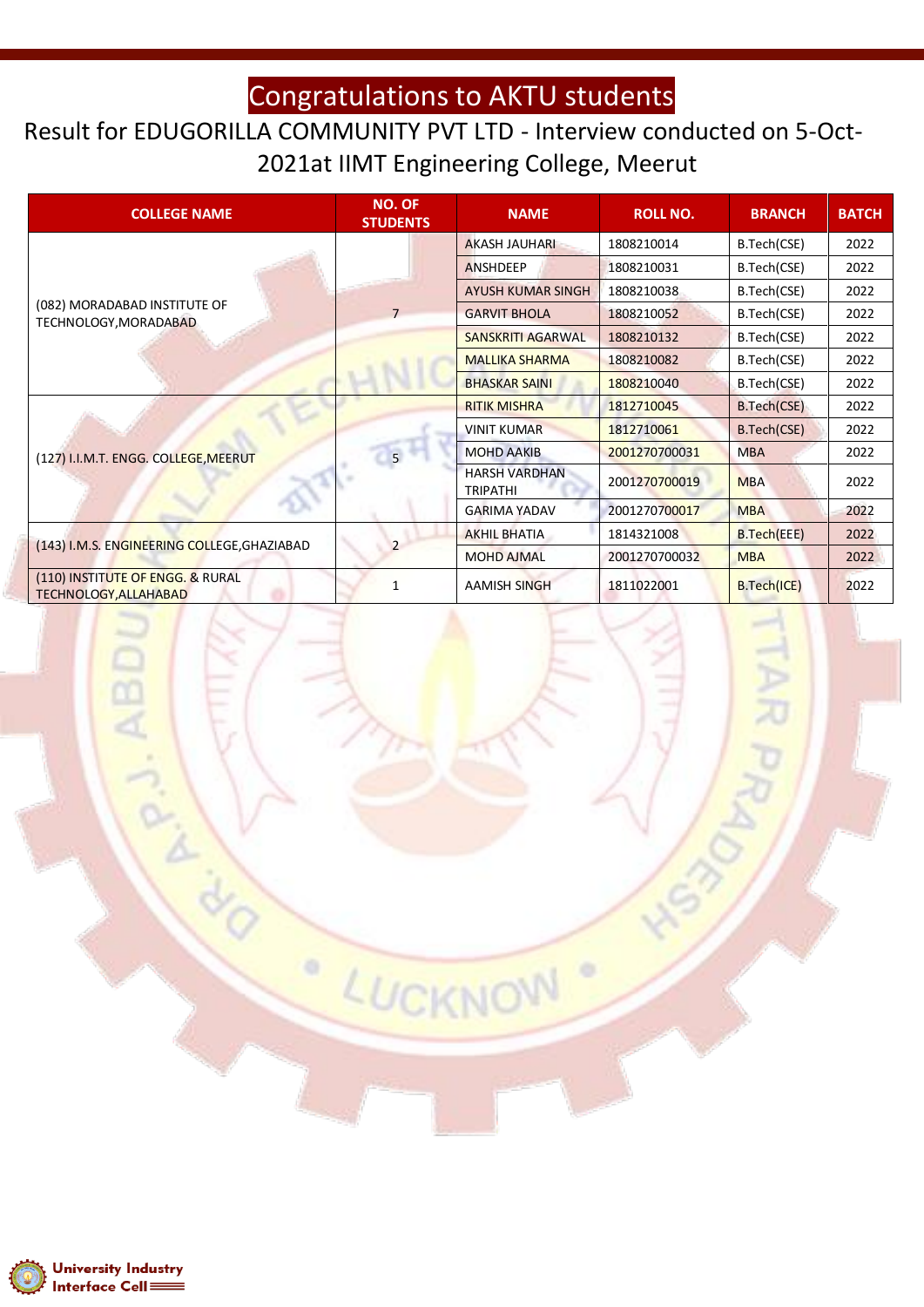# Congratulations to AKTU students

## Result for EDUGORILLA COMMUNITY PVT LTD - Interview conducted on 5-Oct-2021at IIMT Engineering College, Meerut

| COLLEGE NAME | NO. OF STUDENTS | NAME | ROLL NO. | BRANCH | BATCH |
|---|---|---|---|---|---|
| (082) MORADABAD INSTITUTE OF TECHNOLOGY,MORADABAD | 7 | AKASH JAUHARI | 1808210014 | B.Tech(CSE) | 2022 |
| | | ANSHDEEP | 1808210031 | B.Tech(CSE) | 2022 |
| | | AYUSH KUMAR SINGH | 1808210038 | B.Tech(CSE) | 2022 |
| | | GARVIT BHOLA | 1808210052 | B.Tech(CSE) | 2022 |
| | | SANSKRITI AGARWAL | 1808210132 | B.Tech(CSE) | 2022 |
| | | MALLIKA SHARMA | 1808210082 | B.Tech(CSE) | 2022 |
| | | BHASKAR SAINI | 1808210040 | B.Tech(CSE) | 2022 |
| (127) I.I.M.T. ENGG. COLLEGE,MEERUT | 5 | RITIK MISHRA | 1812710045 | B.Tech(CSE) | 2022 |
| | | VINIT KUMAR | 1812710061 | B.Tech(CSE) | 2022 |
| | | MOHD AAKIB | 2001270700031 | MBA | 2022 |
| | | HARSH VARDHAN TRIPATHI | 2001270700019 | MBA | 2022 |
| | | GARIMA YADAV | 2001270700017 | MBA | 2022 |
| (143) I.M.S. ENGINEERING COLLEGE,GHAZIABAD | 2 | AKHIL BHATIA | 1814321008 | B.Tech(EEE) | 2022 |
| | | MOHD AJMAL | 2001270700032 | MBA | 2022 |
| (110) INSTITUTE OF ENGG. & RURAL TECHNOLOGY,ALLAHABAD | 1 | AAMISH SINGH | 1811022001 | B.Tech(ICE) | 2022 |

University Industry Interface Cell